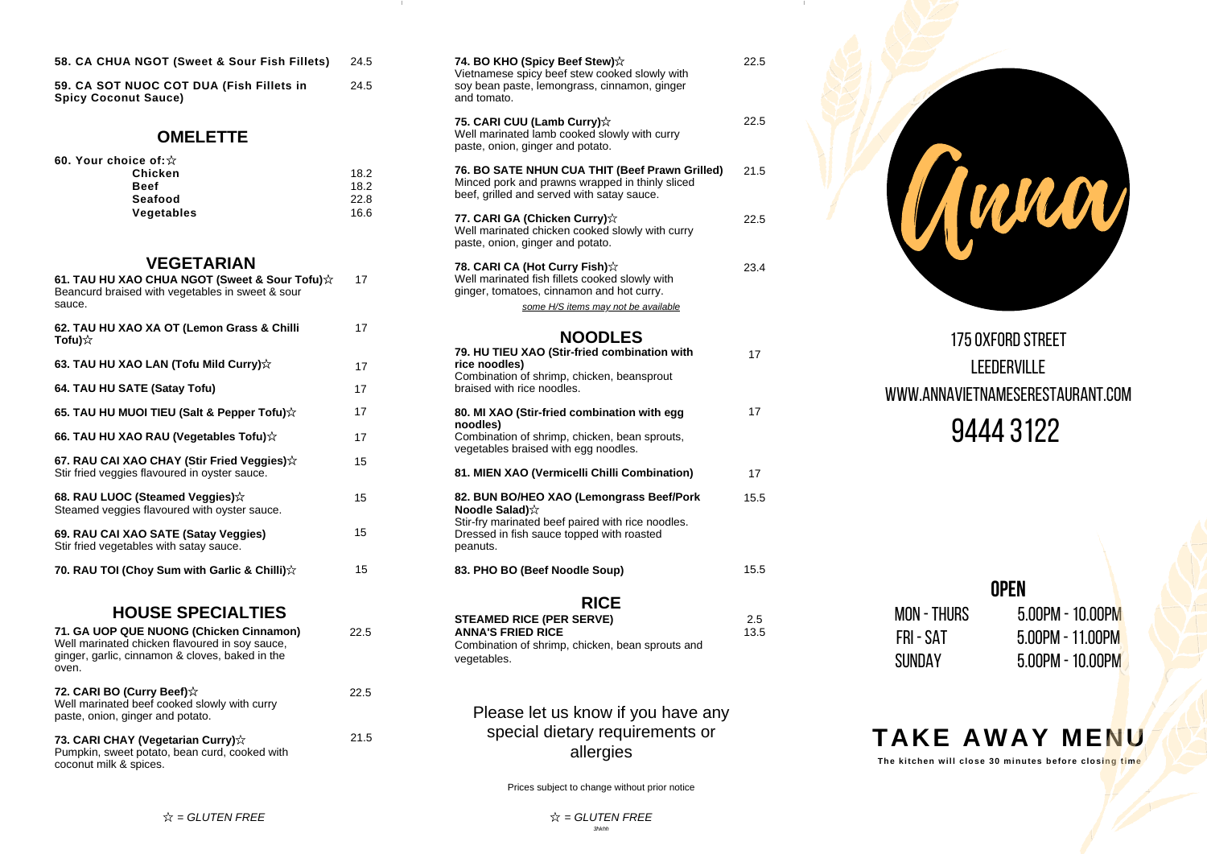**58. CA CHUA NGOT (Sweet & Sour Fish Fillets)** 24.5

**59. CA SOT NUOC COT DUA (Fish Fillets in Spicy Coconut Sauce)** 24.5

## OMELETTE

**60. Your choice of:☆**

| | |
|---|---|
| **Chicken** | 18.2 |
| **Beef** | 18.2 |
| **Seafood** | 22.8 |
| **Vegetables** | 16.6 |

## VEGETARIAN

**61. TAU HU XAO CHUA NGOT (Sweet & Sour Tofu)☆** 17
Beancurd braised with vegetables in sweet & sour sauce.

**62. TAU HU XAO XA OT (Lemon Grass & Chilli Tofu)☆** 17

**63. TAU HU XAO LAN (Tofu Mild Curry)☆** 17

**64. TAU HU SATE (Satay Tofu)** 17

**65. TAU HU MUOI TIEU (Salt & Pepper Tofu)☆** 17

**66. TAU HU XAO RAU (Vegetables Tofu)☆** 17

**67. RAU CAI XAO CHAY (Stir Fried Veggies)☆** 15
Stir fried veggies flavoured in oyster sauce.

**68. RAU LUOC (Steamed Veggies)☆** 15
Steamed veggies flavoured with oyster sauce.

**69. RAU CAI XAO SATE (Satay Veggies)** 15
Stir fried vegetables with satay sauce.

**70. RAU TOI (Choy Sum with Garlic & Chilli)☆** 15

## HOUSE SPECIALTIES

**71. GA UOP QUE NUONG (Chicken Cinnamon)** 22.5
Well marinated chicken flavoured in soy sauce, ginger, garlic, cinnamon & cloves, baked in the oven.

**72. CARI BO (Curry Beef)☆** 22.5
Well marinated beef cooked slowly with curry paste, onion, ginger and potato.

**73. CARI CHAY (Vegetarian Curry)☆** 21.5
Pumpkin, sweet potato, bean curd, cooked with coconut milk & spices.

*☆ = GLUTEN FREE*

**74. BO KHO (Spicy Beef Stew)☆** 22.5
Vietnamese spicy beef stew cooked slowly with soy bean paste, lemongrass, cinnamon, ginger and tomato.

**75. CARI CUU (Lamb Curry)☆** 22.5
Well marinated lamb cooked slowly with curry paste, onion, ginger and potato.

**76. BO SATE NHUN CUA THIT (Beef Prawn Grilled)** 21.5
Minced pork and prawns wrapped in thinly sliced beef, grilled and served with satay sauce.

**77. CARI GA (Chicken Curry)☆** 22.5
Well marinated chicken cooked slowly with curry paste, onion, ginger and potato.

**78. CARI CA (Hot Curry Fish)☆** 23.4
Well marinated fish fillets cooked slowly with ginger, tomatoes, cinnamon and hot curry.

*some H/S items may not be available*

## NOODLES

**79. HU TIEU XAO (Stir-fried combination with rice noodles)** 17
Combination of shrimp, chicken, beansprout braised with rice noodles.

**80. MI XAO (Stir-fried combination with egg noodles)** 17
Combination of shrimp, chicken, bean sprouts, vegetables braised with egg noodles.

**81. MIEN XAO (Vermicelli Chilli Combination)** 17

**82. BUN BO/HEO XAO (Lemongrass Beef/Pork Noodle Salad)☆** 15.5
Stir-fry marinated beef paired with rice noodles. Dressed in fish sauce topped with roasted peanuts.

**83. PHO BO (Beef Noodle Soup)** 15.5

## RICE

**STEAMED RICE (PER SERVE)** 2.5

**ANNA'S FRIED RICE** 13.5
Combination of shrimp, chicken, bean sprouts and vegetables.

Please let us know if you have any special dietary requirements or allergies

Prices subject to change without prior notice

*☆ = GLUTEN FREE*

Anna

175 OXFORD STREET
LEEDERVILLE
WWW.ANNAVIETNAMESERESTAURANT.COM
9444 3122

## OPEN

| | |
|---|---|
| MON - THURS | 5.00PM - 10.00PM |
| FRI - SAT | 5.00PM - 11.00PM |
| SUNDAY | 5.00PM - 10.00PM |

# TAKE AWAY MENU

**The kitchen will close 30 minutes before closing time**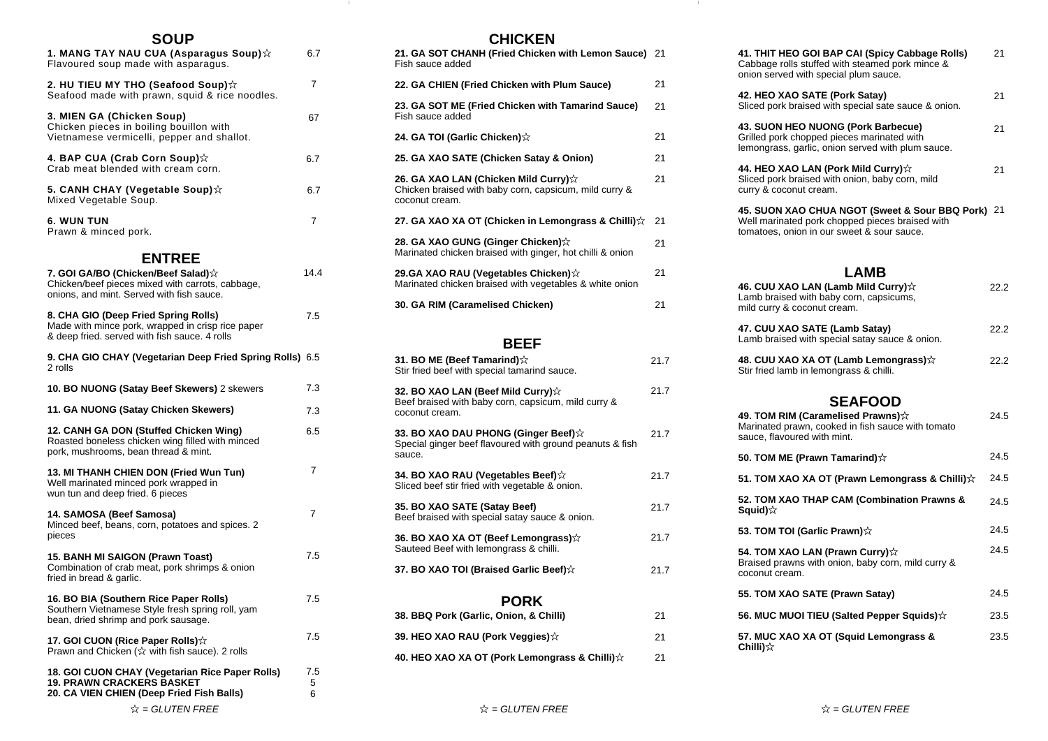## SOUP

**1. MANG TAY NAU CUA (Asparagus Soup)☆** 6.7
Flavoured soup made with asparagus.

**2. HU TIEU MY THO (Seafood Soup)☆** 7
Seafood made with prawn, squid & rice noodles.

**3. MIEN GA (Chicken Soup)** 67
Chicken pieces in boiling bouillon with Vietnamese vermicelli, pepper and shallot.

**4. BAP CUA (Crab Corn Soup)☆** 6.7
Crab meat blended with cream corn.

**5. CANH CHAY (Vegetable Soup)☆** 6.7
Mixed Vegetable Soup.

**6. WUN TUN** 7
Prawn & minced pork.

## ENTREE

**7. GOI GA/BO (Chicken/Beef Salad)☆** 14.4
Chicken/beef pieces mixed with carrots, cabbage, onions, and mint. Served with fish sauce.

**8. CHA GIO (Deep Fried Spring Rolls)** 7.5
Made with mince pork, wrapped in crisp rice paper & deep fried. served with fish sauce. 4 rolls

**9. CHA GIO CHAY (Vegetarian Deep Fried Spring Rolls)** 6.5
2 rolls

**10. BO NUONG (Satay Beef Skewers)** 2 skewers 7.3

**11. GA NUONG (Satay Chicken Skewers)** 7.3

**12. CANH GA DON (Stuffed Chicken Wing)** 6.5
Roasted boneless chicken wing filled with minced pork, mushrooms, bean thread & mint.

**13. MI THANH CHIEN DON (Fried Wun Tun)** 7
Well marinated minced pork wrapped in wun tun and deep fried. 6 pieces

**14. SAMOSA (Beef Samosa)** 7
Minced beef, beans, corn, potatoes and spices. 2 pieces

**15. BANH MI SAIGON (Prawn Toast)** 7.5
Combination of crab meat, pork shrimps & onion fried in bread & garlic.

**16. BO BIA (Southern Rice Paper Rolls)** 7.5
Southern Vietnamese Style fresh spring roll, yam bean, dried shrimp and pork sausage.

**17. GOI CUON (Rice Paper Rolls)☆** 7.5
Prawn and Chicken (☆ with fish sauce). 2 rolls

**18. GOI CUON CHAY (Vegetarian Rice Paper Rolls)** 7.5
**19. PRAWN CRACKERS BASKET** 5
**20. CA VIEN CHIEN (Deep Fried Fish Balls)** 6

*☆ = GLUTEN FREE*

## CHICKEN

**21. GA SOT CHANH (Fried Chicken with Lemon Sauce)** 21
Fish sauce added

**22. GA CHIEN (Fried Chicken with Plum Sauce)** 21

**23. GA SOT ME (Fried Chicken with Tamarind Sauce)** 21
Fish sauce added

**24. GA TOI (Garlic Chicken)☆** 21

**25. GA XAO SATE (Chicken Satay & Onion)** 21

**26. GA XAO LAN (Chicken Mild Curry)☆** 21
Chicken braised with baby corn, capsicum, mild curry & coconut cream.

**27. GA XAO XA OT (Chicken in Lemongrass & Chilli)☆** 21

**28. GA XAO GUNG (Ginger Chicken)☆** 21
Marinated chicken braised with ginger, hot chilli & onion

**29.GA XAO RAU (Vegetables Chicken)☆** 21
Marinated chicken braised with vegetables & white onion

**30. GA RIM (Caramelised Chicken)** 21

## BEEF

**31. BO ME (Beef Tamarind)☆** 21.7
Stir fried beef with special tamarind sauce.

**32. BO XAO LAN (Beef Mild Curry)☆** 21.7
Beef braised with baby corn, capsicum, mild curry & coconut cream.

**33. BO XAO DAU PHONG (Ginger Beef)☆** 21.7
Special ginger beef flavoured with ground peanuts & fish sauce.

**34. BO XAO RAU (Vegetables Beef)☆** 21.7
Sliced beef stir fried with vegetable & onion.

**35. BO XAO SATE (Satay Beef)** 21.7
Beef braised with special satay sauce & onion.

**36. BO XAO XA OT (Beef Lemongrass)☆** 21.7
Sauteed Beef with lemongrass & chilli.

**37. BO XAO TOI (Braised Garlic Beef)☆** 21.7

## PORK

**38. BBQ Pork (Garlic, Onion, & Chilli)** 21

**39. HEO XAO RAU (Pork Veggies)☆** 21

**40. HEO XAO XA OT (Pork Lemongrass & Chilli)☆** 21

*☆ = GLUTEN FREE*

**41. THIT HEO GOI BAP CAI (Spicy Cabbage Rolls)** 21
Cabbage rolls stuffed with steamed pork mince & onion served with special plum sauce.

**42. HEO XAO SATE (Pork Satay)** 21
Sliced pork braised with special sate sauce & onion.

**43. SUON HEO NUONG (Pork Barbecue)** 21
Grilled pork chopped pieces marinated with lemongrass, garlic, onion served with plum sauce.

**44. HEO XAO LAN (Pork Mild Curry)☆** 21
Sliced pork braised with onion, baby corn, mild curry & coconut cream.

**45. SUON XAO CHUA NGOT (Sweet & Sour BBQ Pork)** 21
Well marinated pork chopped pieces braised with tomatoes, onion in our sweet & sour sauce.

## LAMB

**46. CUU XAO LAN (Lamb Mild Curry)☆** 22.2
Lamb braised with baby corn, capsicums, mild curry & coconut cream.

**47. CUU XAO SATE (Lamb Satay)** 22.2
Lamb braised with special satay sauce & onion.

**48. CUU XAO XA OT (Lamb Lemongrass)☆** 22.2
Stir fried lamb in lemongrass & chilli.

## SEAFOOD

**49. TOM RIM (Caramelised Prawns)☆** 24.5
Marinated prawn, cooked in fish sauce with tomato sauce, flavoured with mint.

**50. TOM ME (Prawn Tamarind)☆** 24.5

**51. TOM XAO XA OT (Prawn Lemongrass & Chilli)☆** 24.5

**52. TOM XAO THAP CAM (Combination Prawns & Squid)☆** 24.5

**53. TOM TOI (Garlic Prawn)☆** 24.5

**54. TOM XAO LAN (Prawn Curry)☆** 24.5
Braised prawns with onion, baby corn, mild curry & coconut cream.

**55. TOM XAO SATE (Prawn Satay)** 24.5

**56. MUC MUOI TIEU (Salted Pepper Squids)☆** 23.5

**57. MUC XAO XA OT (Squid Lemongrass & Chilli)☆** 23.5

*☆ = GLUTEN FREE*